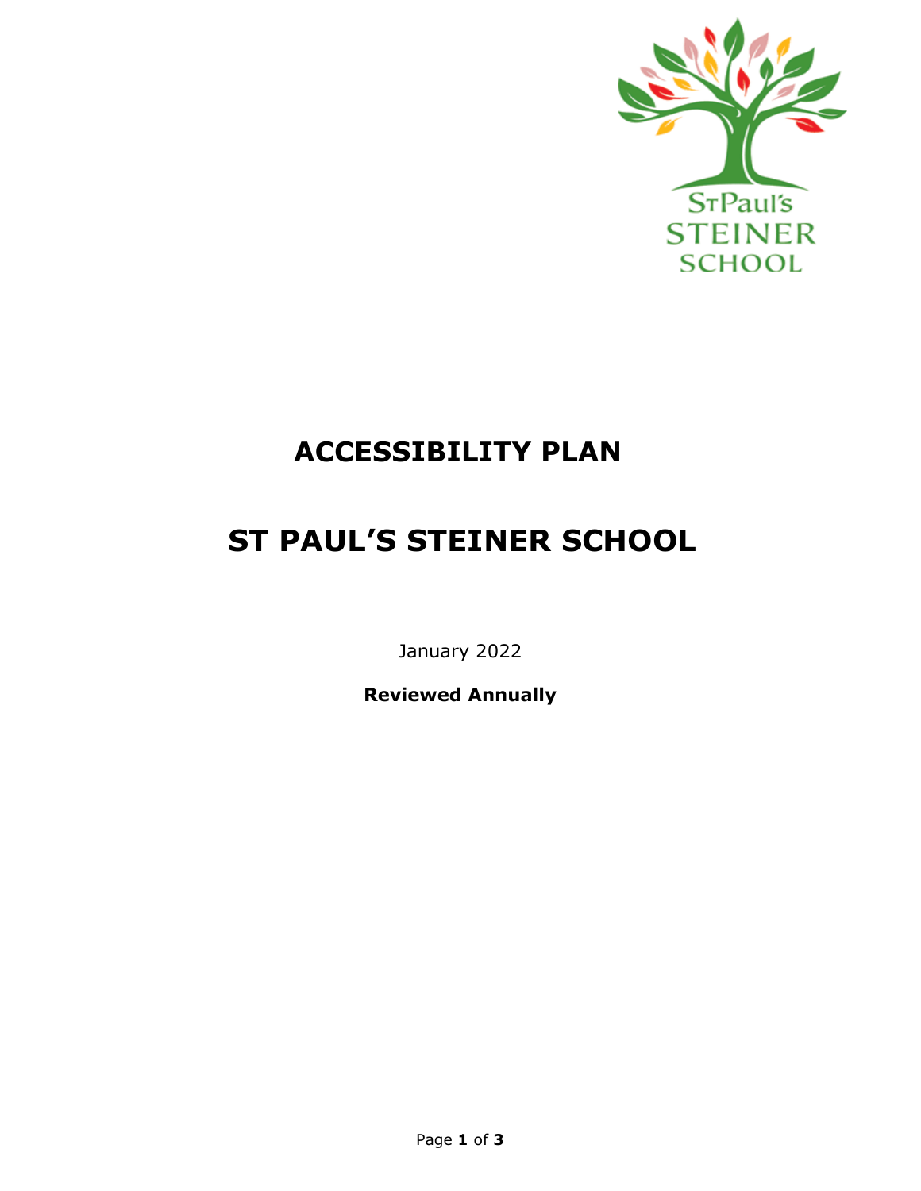# ACCESSIBILITY PLAN

# ST PAUL'S STEINER SCHOOL

January 2022

**Reviewed Annually**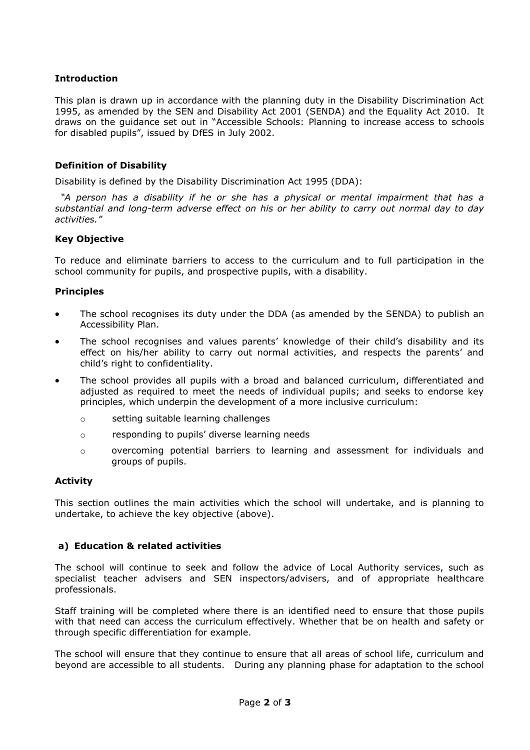## Introduction

This plan is drawn up in accordance with the planning duty in the Disability Discrimination Act 1995, as amended by the SEN and Disability Act 2001 (SENDA) and the Equality Act 2010. It draws on the guidance set out in "Accessible Schools: Planning to increase access to schools for disabled pupils", issued by DfES in July 2002.

## Definition of Disability

Disability is defined by the Disability Discrimination Act 1995 (DDA):

*"A person has a disability if he or she has a physical or mental impairment that has a substantial and long-term adverse effect on his or her ability to carry out normal day to day activities."*

## Key Objective

To reduce and eliminate barriers to access to the curriculum and to full participation in the school community for pupils, and prospective pupils, with a disability.

## Principles

- The school recognises its duty under the DDA (as amended by the SENDA) to publish an Accessibility Plan.
- The school recognises and values parents' knowledge of their child's disability and its effect on his/her ability to carry out normal activities, and respects the parents' and child's right to confidentiality.
- The school provides all pupils with a broad and balanced curriculum, differentiated and adjusted as required to meet the needs of individual pupils; and seeks to endorse key principles, which underpin the development of a more inclusive curriculum:
  - setting suitable learning challenges
  - responding to pupils' diverse learning needs
  - overcoming potential barriers to learning and assessment for individuals and groups of pupils.

## Activity

This section outlines the main activities which the school will undertake, and is planning to undertake, to achieve the key objective (above).

### a) Education & related activities

The school will continue to seek and follow the advice of Local Authority services, such as specialist teacher advisers and SEN inspectors/advisers, and of appropriate healthcare professionals.

Staff training will be completed where there is an identified need to ensure that those pupils with that need can access the curriculum effectively. Whether that be on health and safety or through specific differentiation for example.

The school will ensure that they continue to ensure that all areas of school life, curriculum and beyond are accessible to all students. During any planning phase for adaptation to the school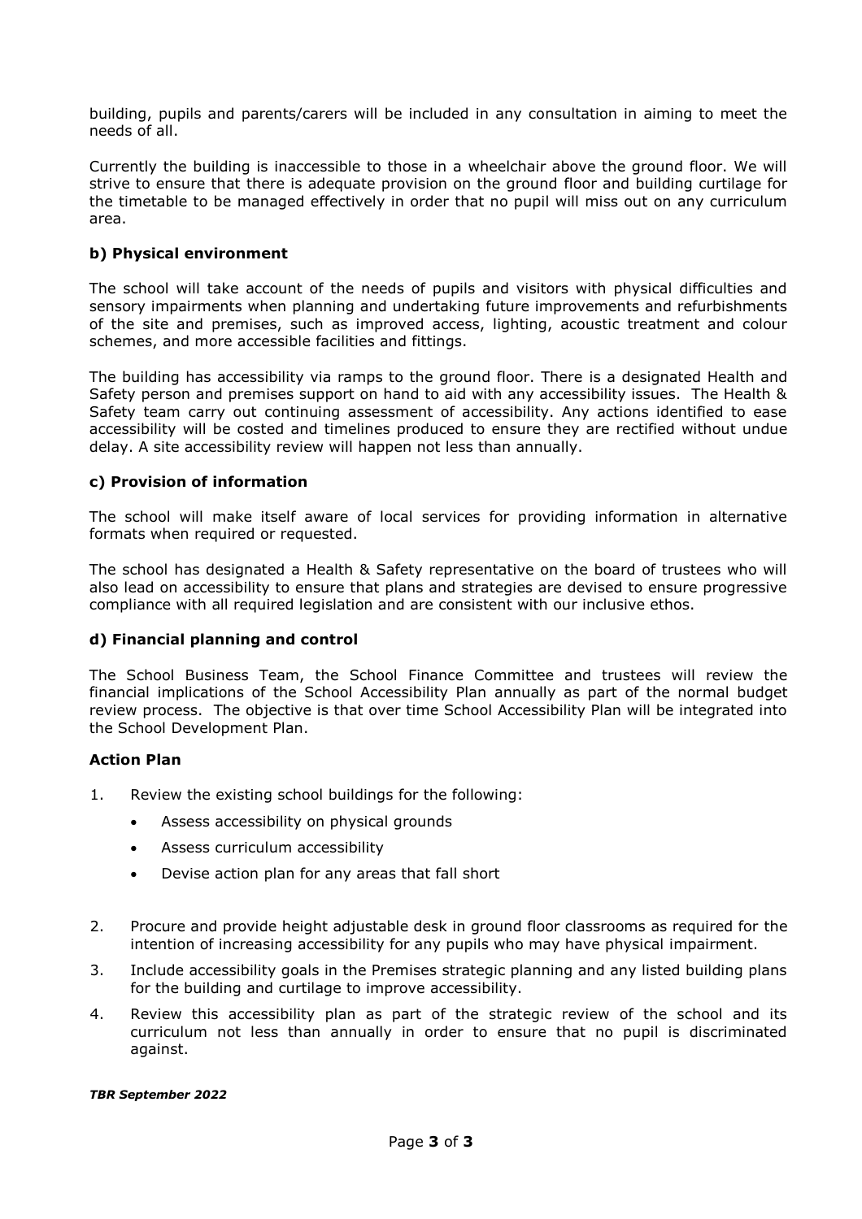building, pupils and parents/carers will be included in any consultation in aiming to meet the needs of all.

Currently the building is inaccessible to those in a wheelchair above the ground floor. We will strive to ensure that there is adequate provision on the ground floor and building curtilage for the timetable to be managed effectively in order that no pupil will miss out on any curriculum area.

### b) Physical environment

The school will take account of the needs of pupils and visitors with physical difficulties and sensory impairments when planning and undertaking future improvements and refurbishments of the site and premises, such as improved access, lighting, acoustic treatment and colour schemes, and more accessible facilities and fittings.

The building has accessibility via ramps to the ground floor. There is a designated Health and Safety person and premises support on hand to aid with any accessibility issues. The Health & Safety team carry out continuing assessment of accessibility. Any actions identified to ease accessibility will be costed and timelines produced to ensure they are rectified without undue delay. A site accessibility review will happen not less than annually.

### c) Provision of information

The school will make itself aware of local services for providing information in alternative formats when required or requested.

The school has designated a Health & Safety representative on the board of trustees who will also lead on accessibility to ensure that plans and strategies are devised to ensure progressive compliance with all required legislation and are consistent with our inclusive ethos.

### d) Financial planning and control

The School Business Team, the School Finance Committee and trustees will review the financial implications of the School Accessibility Plan annually as part of the normal budget review process. The objective is that over time School Accessibility Plan will be integrated into the School Development Plan.

### Action Plan

1. Review the existing school buildings for the following:
    - Assess accessibility on physical grounds
    - Assess curriculum accessibility
    - Devise action plan for any areas that fall short
2. Procure and provide height adjustable desk in ground floor classrooms as required for the intention of increasing accessibility for any pupils who may have physical impairment.
3. Include accessibility goals in the Premises strategic planning and any listed building plans for the building and curtilage to improve accessibility.
4. Review this accessibility plan as part of the strategic review of the school and its curriculum not less than annually in order to ensure that no pupil is discriminated against.

***TBR September 2022***